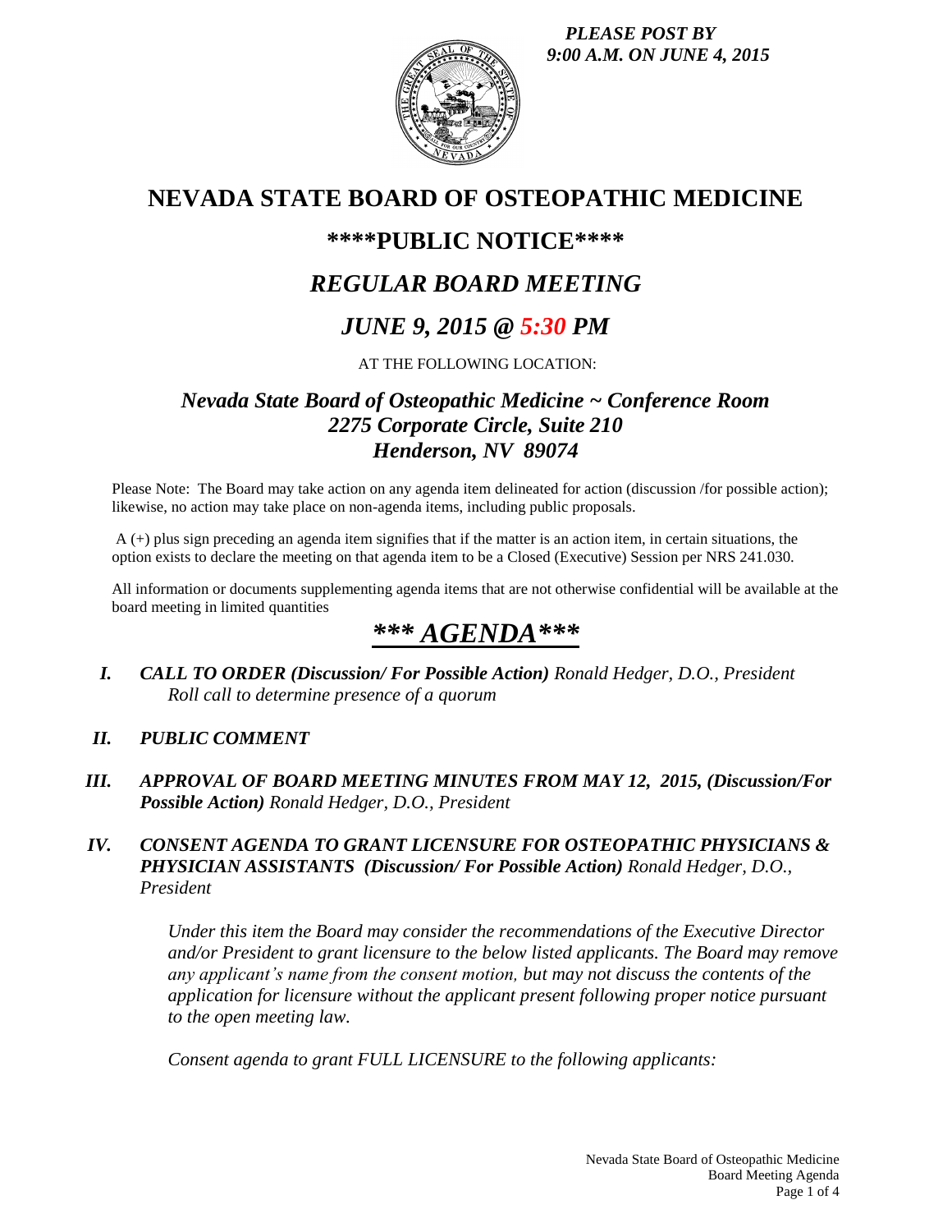*PLEASE POST BY 9:00 A.M. ON JUNE 4, 2015*

# NEVADA STATE BOARD OF OSTEOPATHIC MEDICINE

## \*\*\*\*PUBLIC NOTICE\*\*\*\*

## *REGULAR BOARD MEETING*

## *JUNE 9, 2015 @ 5:30 PM*

AT THE FOLLOWING LOCATION:

### *Nevada State Board of Osteopathic Medicine ~ Conference Room*
### *2275 Corporate Circle, Suite 210*
### *Henderson, NV 89074*

Please Note: The Board may take action on any agenda item delineated for action (discussion /for possible action); likewise, no action may take place on non-agenda items, including public proposals.

A (+) plus sign preceding an agenda item signifies that if the matter is an action item, in certain situations, the option exists to declare the meeting on that agenda item to be a Closed (Executive) Session per NRS 241.030.

All information or documents supplementing agenda items that are not otherwise confidential will be available at the board meeting in limited quantities

# *\*\*\* AGENDA\*\*\**

**I.** ***CALL TO ORDER (Discussion/ For Possible Action)*** *Ronald Hedger, D.O., President*
*Roll call to determine presence of a quorum*

**II.** ***PUBLIC COMMENT***

**III.** ***APPROVAL OF BOARD MEETING MINUTES FROM MAY 12, 2015, (Discussion/For Possible Action)*** *Ronald Hedger, D.O., President*

**IV.** ***CONSENT AGENDA TO GRANT LICENSURE FOR OSTEOPATHIC PHYSICIANS & PHYSICIAN ASSISTANTS (Discussion/ For Possible Action)*** *Ronald Hedger, D.O., President*

*Under this item the Board may consider the recommendations of the Executive Director and/or President to grant licensure to the below listed applicants. The Board may remove any applicant's name from the consent motion, but may not discuss the contents of the application for licensure without the applicant present following proper notice pursuant to the open meeting law.*

*Consent agenda to grant FULL LICENSURE to the following applicants:*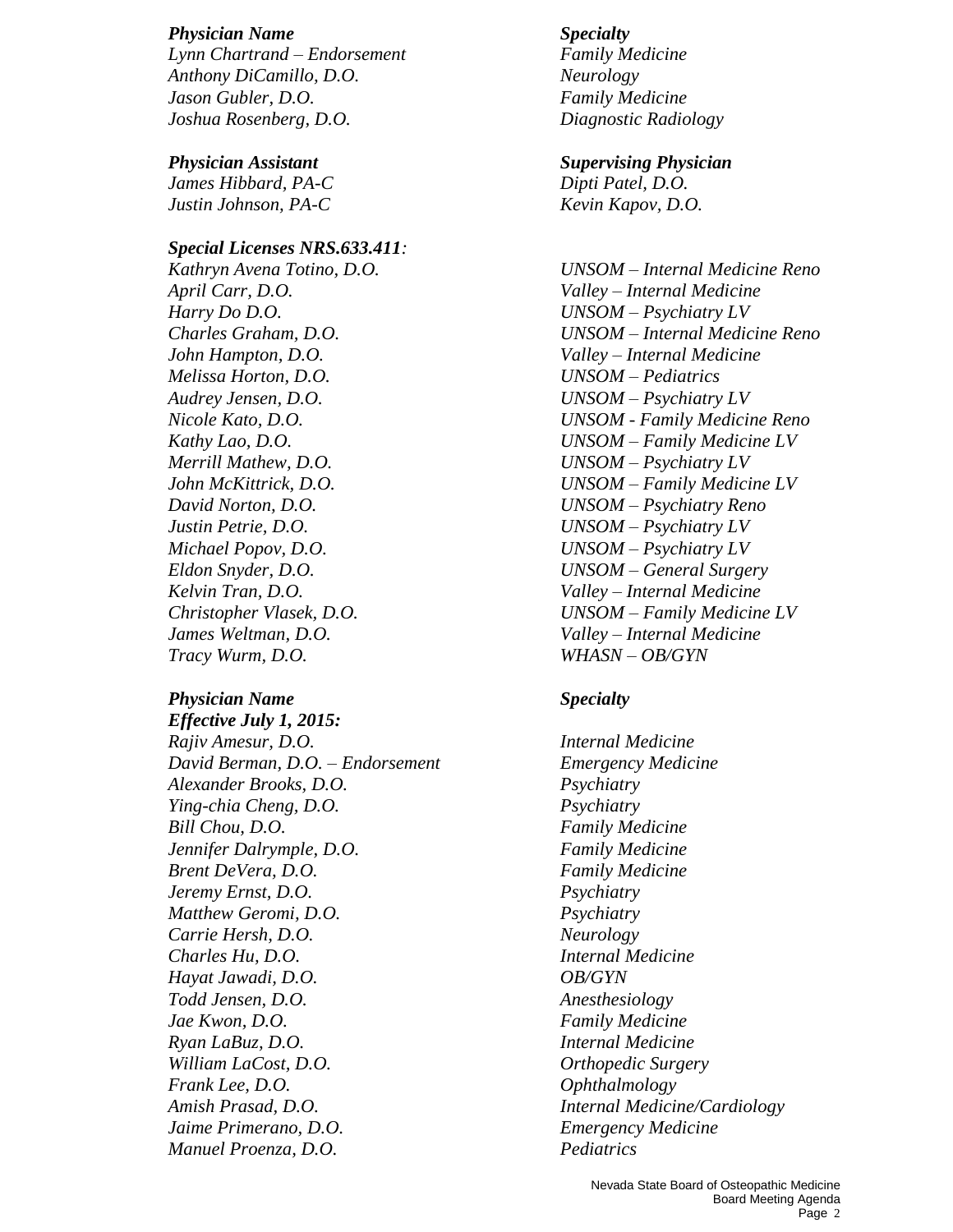| *Physician Name* | *Specialty* |
| --- | --- |
| *Lynn Chartrand – Endorsement* | *Family Medicine* |
| *Anthony DiCamillo, D.O.* | *Neurology* |
| *Jason Gubler, D.O.* | *Family Medicine* |
| *Joshua Rosenberg, D.O.* | *Diagnostic Radiology* |

| *Physician Assistant* | *Supervising Physician* |
| --- | --- |
| *James Hibbard, PA-C* | *Dipti Patel, D.O.* |
| *Justin Johnson, PA-C* | *Kevin Kapov, D.O.* |

***Special Licenses NRS.633.411*:**

| | |
| --- | --- |
| *Kathryn Avena Totino, D.O.* | *UNSOM – Internal Medicine Reno* |
| *April Carr, D.O.* | *Valley – Internal Medicine* |
| *Harry Do D.O.* | *UNSOM – Psychiatry LV* |
| *Charles Graham, D.O.* | *UNSOM – Internal Medicine Reno* |
| *John Hampton, D.O.* | *Valley – Internal Medicine* |
| *Melissa Horton, D.O.* | *UNSOM – Pediatrics* |
| *Audrey Jensen, D.O.* | *UNSOM – Psychiatry LV* |
| *Nicole Kato, D.O.* | *UNSOM - Family Medicine Reno* |
| *Kathy Lao, D.O.* | *UNSOM – Family Medicine LV* |
| *Merrill Mathew, D.O.* | *UNSOM – Psychiatry LV* |
| *John McKittrick, D.O.* | *UNSOM – Family Medicine LV* |
| *David Norton, D.O.* | *UNSOM – Psychiatry Reno* |
| *Justin Petrie, D.O.* | *UNSOM – Psychiatry LV* |
| *Michael Popov, D.O.* | *UNSOM – Psychiatry LV* |
| *Eldon Snyder, D.O.* | *UNSOM – General Surgery* |
| *Kelvin Tran, D.O.* | *Valley – Internal Medicine* |
| *Christopher Vlasek, D.O.* | *UNSOM – Family Medicine LV* |
| *James Weltman, D.O.* | *Valley – Internal Medicine* |
| *Tracy Wurm, D.O.* | *WHASN – OB/GYN* |

| ***Physician Name*** ***Effective July 1, 2015:*** | ***Specialty*** |
| --- | --- |
| *Rajiv Amesur, D.O.* | *Internal Medicine* |
| *David Berman, D.O. – Endorsement* | *Emergency Medicine* |
| *Alexander Brooks, D.O.* | *Psychiatry* |
| *Ying-chia Cheng, D.O.* | *Psychiatry* |
| *Bill Chou, D.O.* | *Family Medicine* |
| *Jennifer Dalrymple, D.O.* | *Family Medicine* |
| *Brent DeVera, D.O.* | *Family Medicine* |
| *Jeremy Ernst, D.O.* | *Psychiatry* |
| *Matthew Geromi, D.O.* | *Psychiatry* |
| *Carrie Hersh, D.O.* | *Neurology* |
| *Charles Hu, D.O.* | *Internal Medicine* |
| *Hayat Jawadi, D.O.* | *OB/GYN* |
| *Todd Jensen, D.O.* | *Anesthesiology* |
| *Jae Kwon, D.O.* | *Family Medicine* |
| *Ryan LaBuz, D.O.* | *Internal Medicine* |
| *William LaCost, D.O.* | *Orthopedic Surgery* |
| *Frank Lee, D.O.* | *Ophthalmology* |
| *Amish Prasad, D.O.* | *Internal Medicine/Cardiology* |
| *Jaime Primerano, D.O.* | *Emergency Medicine* |
| *Manuel Proenza, D.O.* | *Pediatrics* |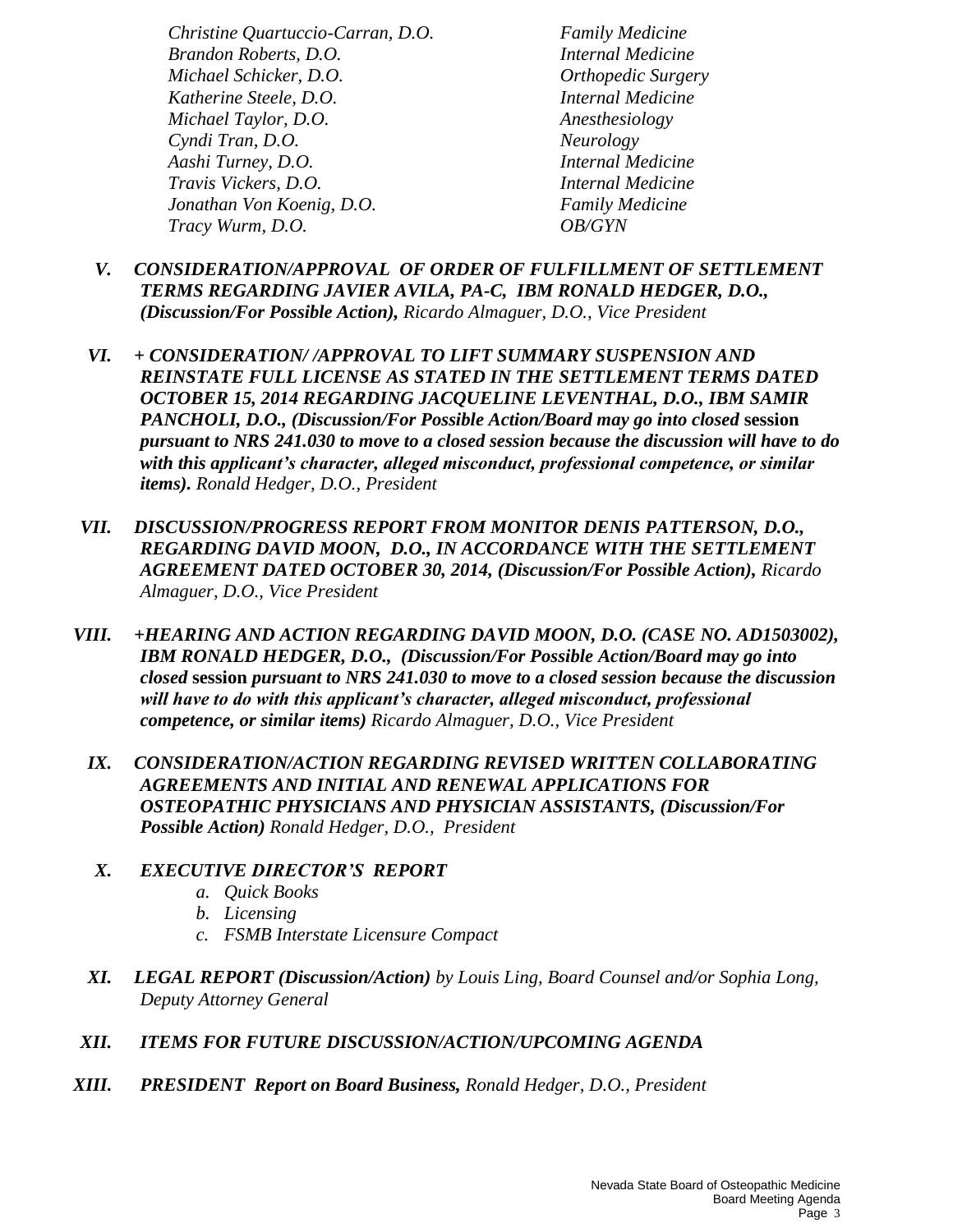| | |
|---|---|
| *Christine Quartuccio-Carran, D.O.* | *Family Medicine* |
| *Brandon Roberts, D.O.* | *Internal Medicine* |
| *Michael Schicker, D.O.* | *Orthopedic Surgery* |
| *Katherine Steele, D.O.* | *Internal Medicine* |
| *Michael Taylor, D.O.* | *Anesthesiology* |
| *Cyndi Tran, D.O.* | *Neurology* |
| *Aashi Turney, D.O.* | *Internal Medicine* |
| *Travis Vickers, D.O.* | *Internal Medicine* |
| *Jonathan Von Koenig, D.O.* | *Family Medicine* |
| *Tracy Wurm, D.O.* | *OB/GYN* |

**V.** ***CONSIDERATION/APPROVAL OF ORDER OF FULFILLMENT OF SETTLEMENT TERMS REGARDING JAVIER AVILA, PA-C, IBM RONALD HEDGER, D.O., (Discussion/For Possible Action),*** *Ricardo Almaguer, D.O., Vice President*

**VI.** ***+ CONSIDERATION/ /APPROVAL TO LIFT SUMMARY SUSPENSION AND REINSTATE FULL LICENSE AS STATED IN THE SETTLEMENT TERMS DATED OCTOBER 15, 2014 REGARDING JACQUELINE LEVENTHAL, D.O., IBM SAMIR PANCHOLI, D.O., (Discussion/For Possible Action/Board may go into closed*** **session** ***pursuant to NRS 241.030 to move to a closed session because the discussion will have to do with this applicant's character, alleged misconduct, professional competence, or similar items).*** *Ronald Hedger, D.O., President*

**VII.** ***DISCUSSION/PROGRESS REPORT FROM MONITOR DENIS PATTERSON, D.O., REGARDING DAVID MOON, D.O., IN ACCORDANCE WITH THE SETTLEMENT AGREEMENT DATED OCTOBER 30, 2014, (Discussion/For Possible Action),*** *Ricardo Almaguer, D.O., Vice President*

**VIII.** ***+HEARING AND ACTION REGARDING DAVID MOON, D.O. (CASE NO. AD1503002), IBM RONALD HEDGER, D.O., (Discussion/For Possible Action/Board may go into closed*** **session** ***pursuant to NRS 241.030 to move to a closed session because the discussion will have to do with this applicant's character, alleged misconduct, professional competence, or similar items)*** *Ricardo Almaguer, D.O., Vice President*

**IX.** ***CONSIDERATION/ACTION REGARDING REVISED WRITTEN COLLABORATING AGREEMENTS AND INITIAL AND RENEWAL APPLICATIONS FOR OSTEOPATHIC PHYSICIANS AND PHYSICIAN ASSISTANTS, (Discussion/For Possible Action)*** *Ronald Hedger, D.O., President*

**X.** ***EXECUTIVE DIRECTOR'S REPORT***

a. *Quick Books*
b. *Licensing*
c. *FSMB Interstate Licensure Compact*

**XI.** ***LEGAL REPORT (Discussion/Action)*** *by Louis Ling, Board Counsel and/or Sophia Long, Deputy Attorney General*

**XII.** ***ITEMS FOR FUTURE DISCUSSION/ACTION/UPCOMING AGENDA***

**XIII.** ***PRESIDENT Report on Board Business,*** *Ronald Hedger, D.O., President*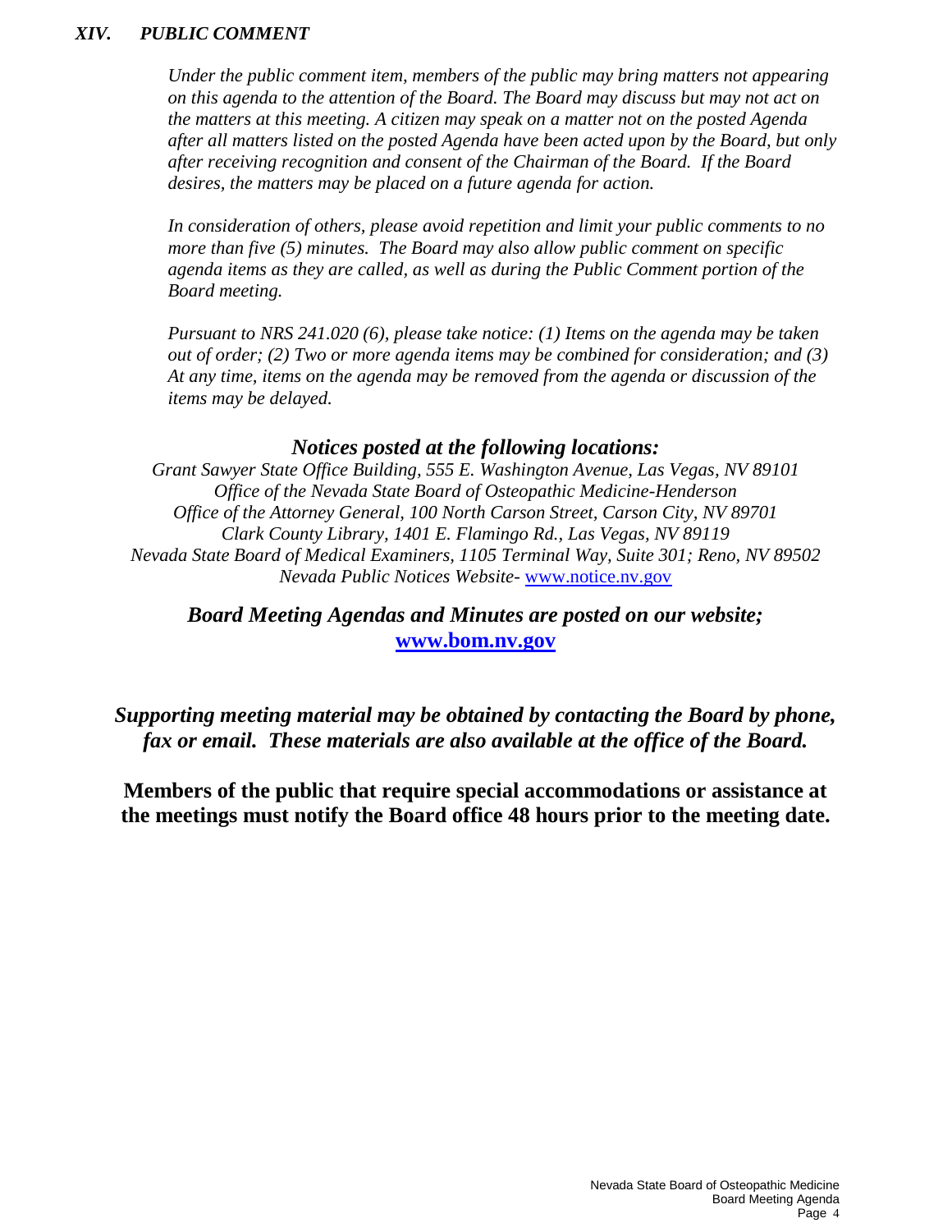## *XIV. PUBLIC COMMENT*

*Under the public comment item, members of the public may bring matters not appearing on this agenda to the attention of the Board. The Board may discuss but may not act on the matters at this meeting. A citizen may speak on a matter not on the posted Agenda after all matters listed on the posted Agenda have been acted upon by the Board, but only after receiving recognition and consent of the Chairman of the Board. If the Board desires, the matters may be placed on a future agenda for action.*

*In consideration of others, please avoid repetition and limit your public comments to no more than five (5) minutes. The Board may also allow public comment on specific agenda items as they are called, as well as during the Public Comment portion of the Board meeting.*

*Pursuant to NRS 241.020 (6), please take notice: (1) Items on the agenda may be taken out of order; (2) Two or more agenda items may be combined for consideration; and (3) At any time, items on the agenda may be removed from the agenda or discussion of the items may be delayed.*

***Notices posted at the following locations:***

*Grant Sawyer State Office Building, 555 E. Washington Avenue, Las Vegas, NV 89101*
*Office of the Nevada State Board of Osteopathic Medicine-Henderson*
*Office of the Attorney General, 100 North Carson Street, Carson City, NV 89701*
*Clark County Library, 1401 E. Flamingo Rd., Las Vegas, NV 89119*
*Nevada State Board of Medical Examiners, 1105 Terminal Way, Suite 301; Reno, NV 89502*
*Nevada Public Notices Website-* www.notice.nv.gov

***Board Meeting Agendas and Minutes are posted on our website;***
**www.bom.nv.gov**

***Supporting meeting material may be obtained by contacting the Board by phone, fax or email. These materials are also available at the office of the Board.***

**Members of the public that require special accommodations or assistance at the meetings must notify the Board office 48 hours prior to the meeting date.**